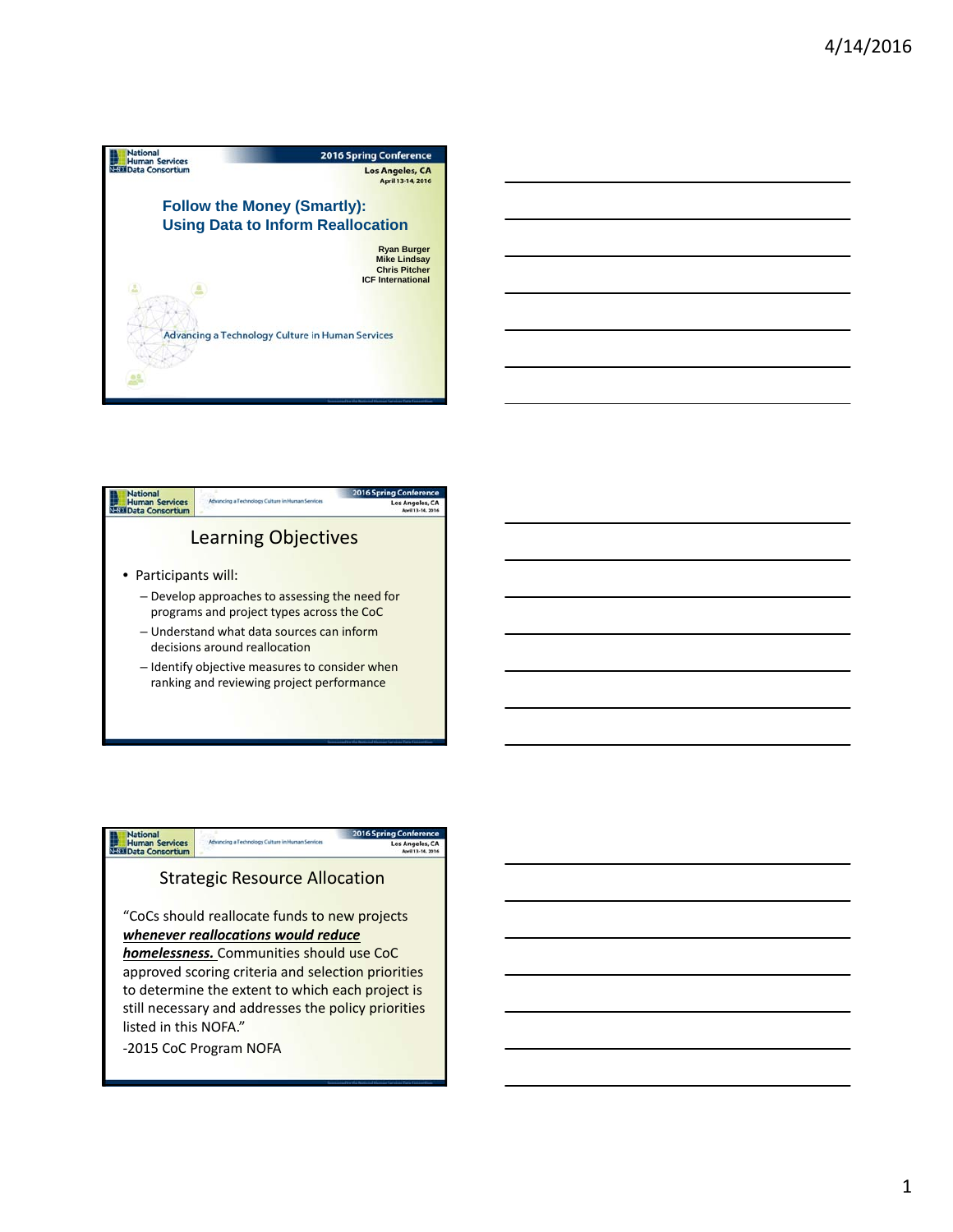# Follow the Money (Smartly): Using Data to Inform Reallocation

Ryan Burger
Mike Lindsay
Chris Pitcher
ICF International

Advancing a Technology Culture in Human Services

## Learning Objectives

- Participants will:
  - Develop approaches to assessing the need for programs and project types across the CoC
  - Understand what data sources can inform decisions around reallocation
  - Identify objective measures to consider when ranking and reviewing project performance

## Strategic Resource Allocation

"CoCs should reallocate funds to new projects ***whenever reallocations would reduce homelessness.*** Communities should use CoC approved scoring criteria and selection priorities to determine the extent to which each project is still necessary and addresses the policy priorities listed in this NOFA."

-2015 CoC Program NOFA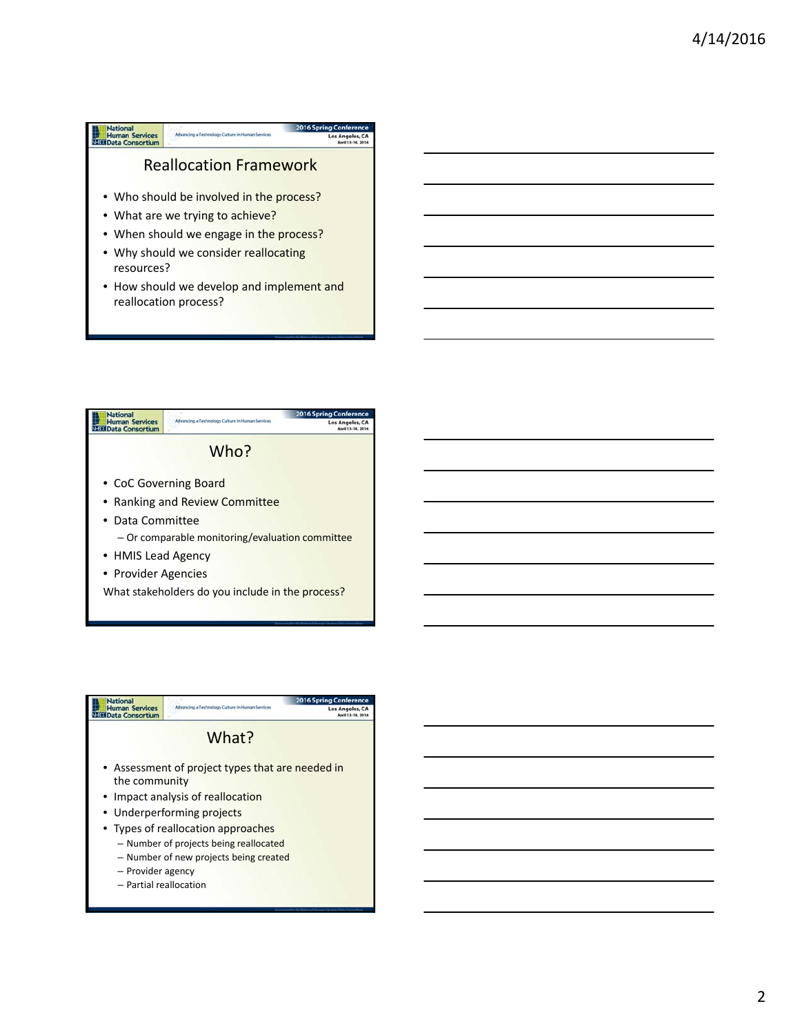## Reallocation Framework

- Who should be involved in the process?
- What are we trying to achieve?
- When should we engage in the process?
- Why should we consider reallocating resources?
- How should we develop and implement and reallocation process?

## Who?

- CoC Governing Board
- Ranking and Review Committee
- Data Committee
  - Or comparable monitoring/evaluation committee
- HMIS Lead Agency
- Provider Agencies

What stakeholders do you include in the process?

## What?

- Assessment of project types that are needed in the community
- Impact analysis of reallocation
- Underperforming projects
- Types of reallocation approaches
  - Number of projects being reallocated
  - Number of new projects being created
  - Provider agency
  - Partial reallocation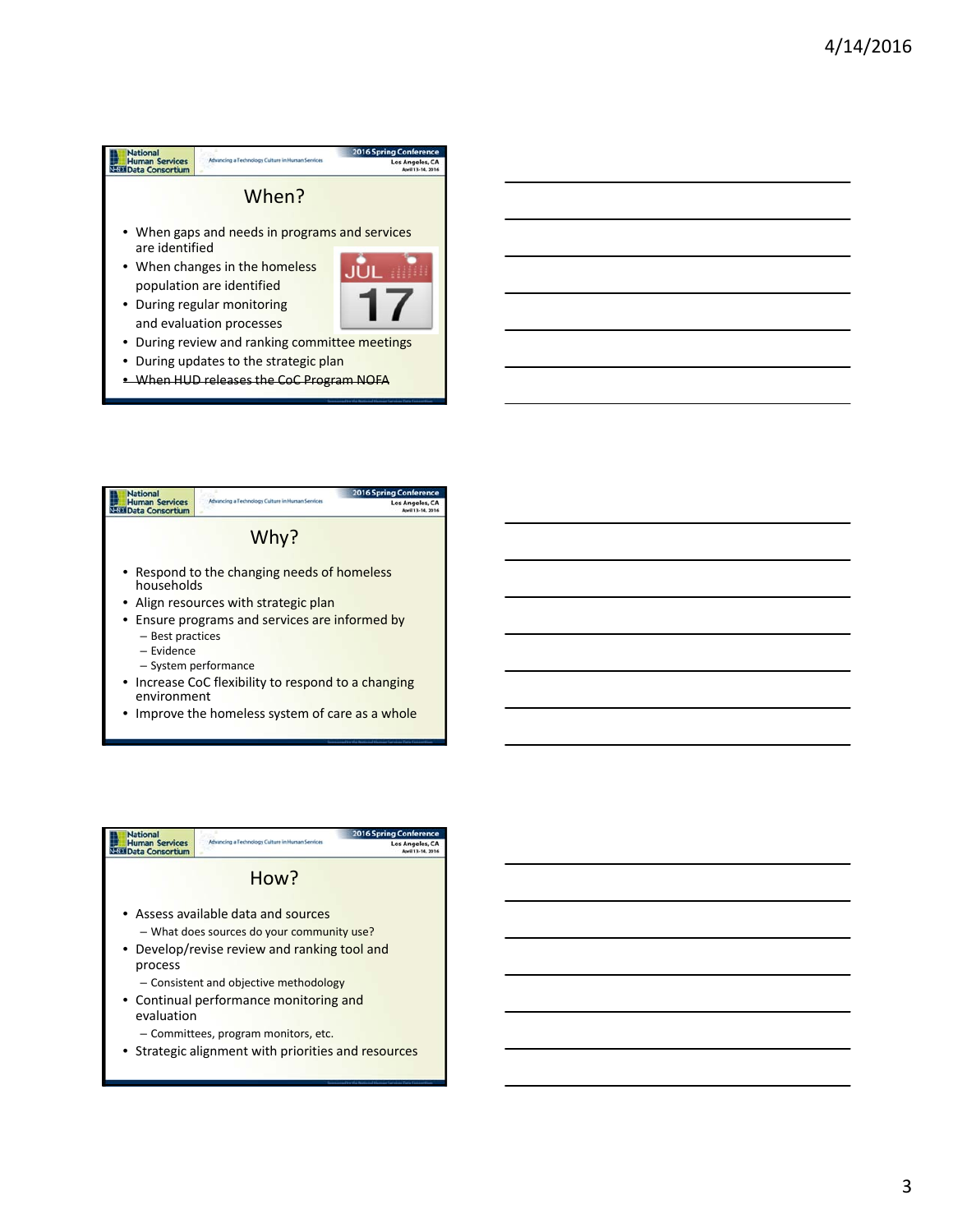## When?

- When gaps and needs in programs and services are identified
- When changes in the homeless population are identified
- During regular monitoring and evaluation processes
- During review and ranking committee meetings
- During updates to the strategic plan
- ~~When HUD releases the CoC Program NOFA~~

## Why?

- Respond to the changing needs of homeless households
- Align resources with strategic plan
- Ensure programs and services are informed by
  - Best practices
  - Evidence
  - System performance
- Increase CoC flexibility to respond to a changing environment
- Improve the homeless system of care as a whole

## How?

- Assess available data and sources
  - What does sources do your community use?
- Develop/revise review and ranking tool and process
  - Consistent and objective methodology
- Continual performance monitoring and evaluation
  - Committees, program monitors, etc.
- Strategic alignment with priorities and resources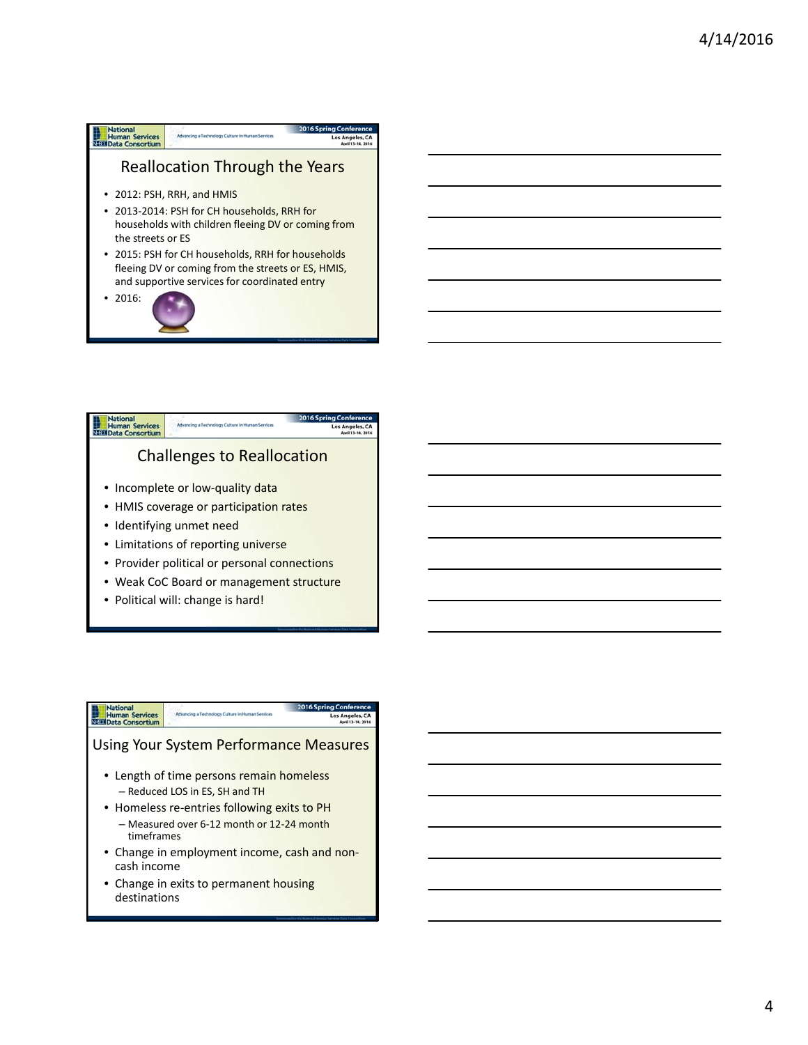## Reallocation Through the Years

- 2012: PSH, RRH, and HMIS
- 2013-2014: PSH for CH households, RRH for households with children fleeing DV or coming from the streets or ES
- 2015: PSH for CH households, RRH for households fleeing DV or coming from the streets or ES, HMIS, and supportive services for coordinated entry
- 2016:

## Challenges to Reallocation

- Incomplete or low-quality data
- HMIS coverage or participation rates
- Identifying unmet need
- Limitations of reporting universe
- Provider political or personal connections
- Weak CoC Board or management structure
- Political will: change is hard!

## Using Your System Performance Measures

- Length of time persons remain homeless
  - Reduced LOS in ES, SH and TH
- Homeless re-entries following exits to PH
  - Measured over 6-12 month or 12-24 month timeframes
- Change in employment income, cash and non-cash income
- Change in exits to permanent housing destinations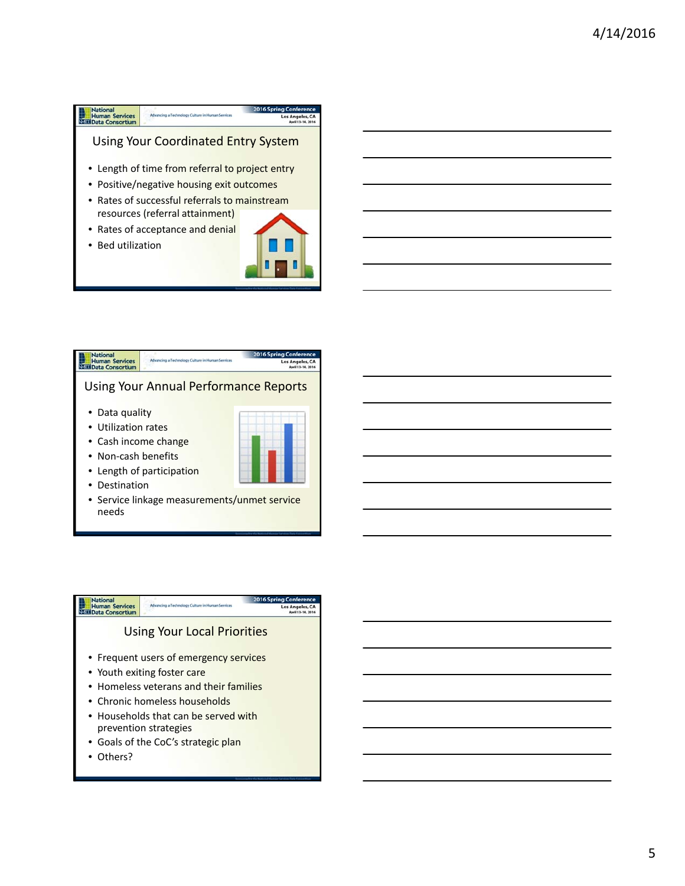## Using Your Coordinated Entry System

- Length of time from referral to project entry
- Positive/negative housing exit outcomes
- Rates of successful referrals to mainstream resources (referral attainment)
- Rates of acceptance and denial
- Bed utilization

## Using Your Annual Performance Reports

- Data quality
- Utilization rates
- Cash income change
- Non-cash benefits
- Length of participation
- Destination
- Service linkage measurements/unmet service needs

## Using Your Local Priorities

- Frequent users of emergency services
- Youth exiting foster care
- Homeless veterans and their families
- Chronic homeless households
- Households that can be served with prevention strategies
- Goals of the CoC's strategic plan
- Others?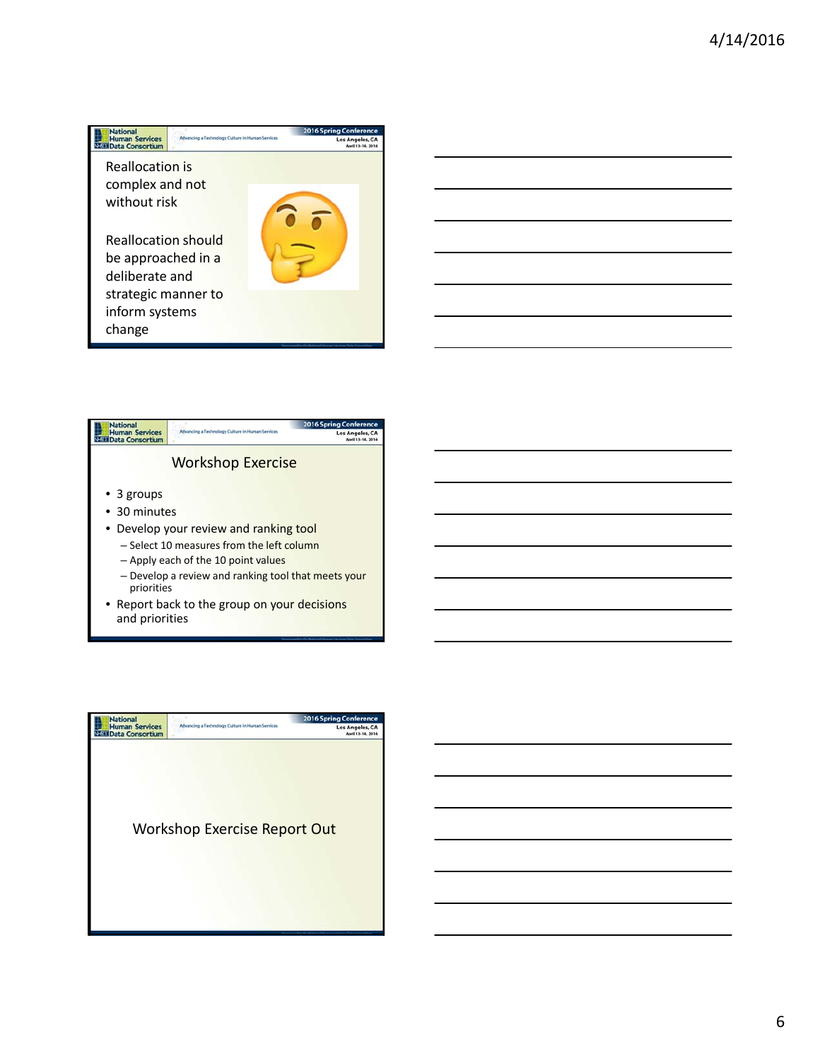Reallocation is complex and not without risk

Reallocation should be approached in a deliberate and strategic manner to inform systems change

## Workshop Exercise

- 3 groups
- 30 minutes
- Develop your review and ranking tool
  - Select 10 measures from the left column
  - Apply each of the 10 point values
  - Develop a review and ranking tool that meets your priorities
- Report back to the group on your decisions and priorities

## Workshop Exercise Report Out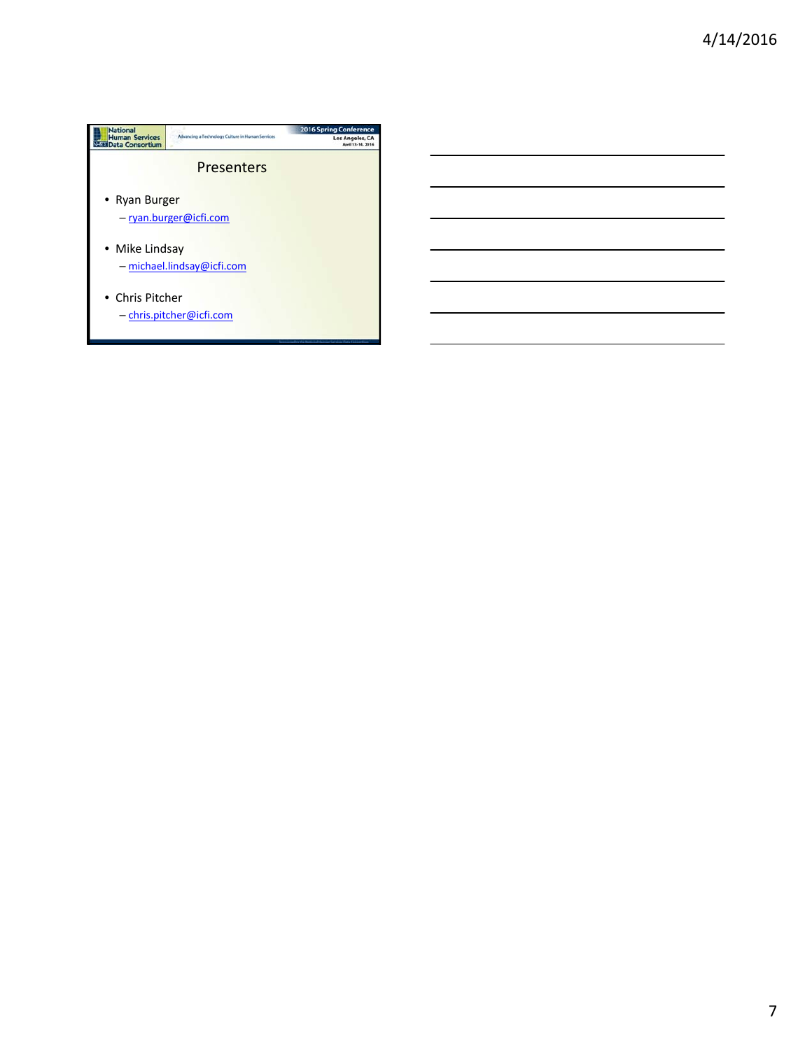## Presenters

- Ryan Burger
  - ryan.burger@icfi.com
- Mike Lindsay
  - michael.lindsay@icfi.com
- Chris Pitcher
  - chris.pitcher@icfi.com